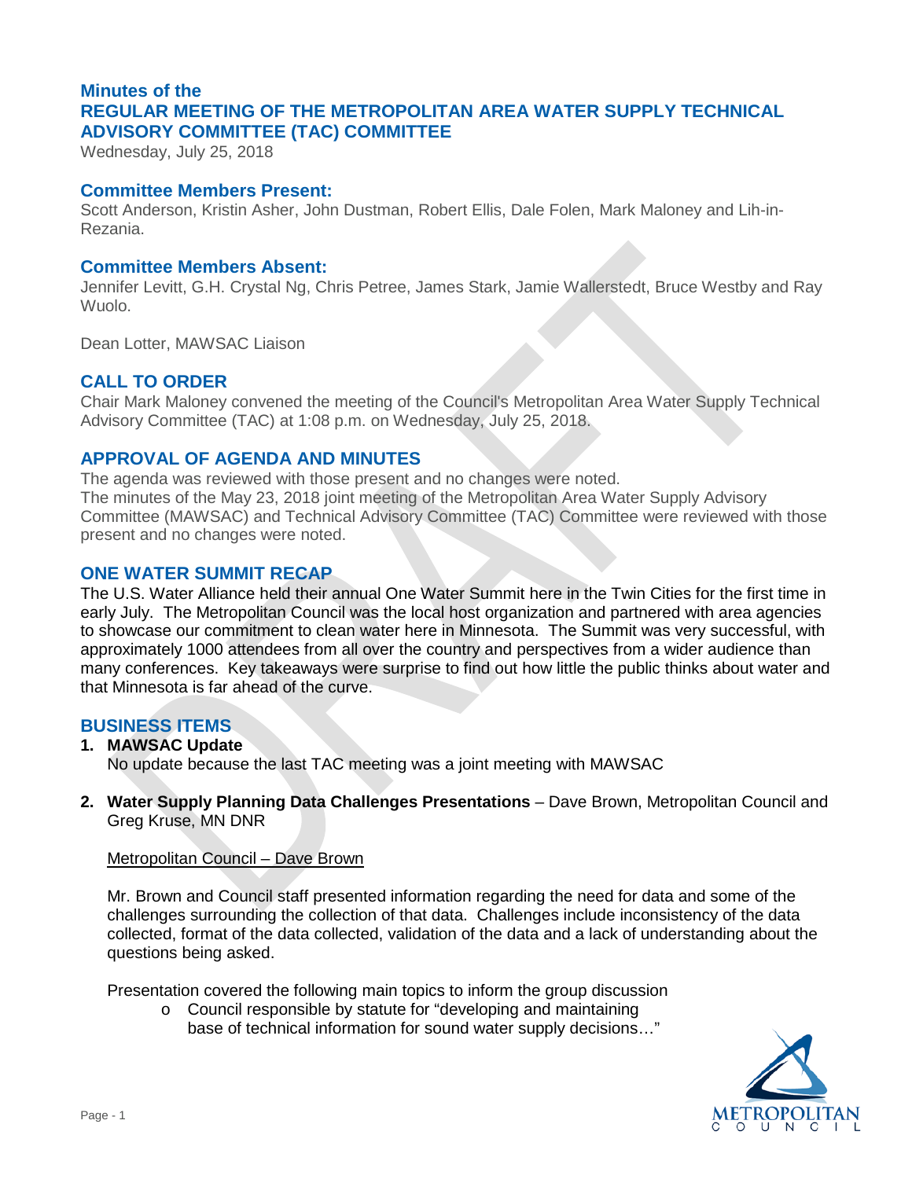# Minutes of the
# REGULAR MEETING OF THE METROPOLITAN AREA WATER SUPPLY TECHNICAL ADVISORY COMMITTEE (TAC) COMMITTEE

Wednesday, July 25, 2018

## Committee Members Present:

Scott Anderson, Kristin Asher, John Dustman, Robert Ellis, Dale Folen, Mark Maloney and Lih-in-Rezania.

## Committee Members Absent:

Jennifer Levitt, G.H. Crystal Ng, Chris Petree, James Stark, Jamie Wallerstedt, Bruce Westby and Ray Wuolo.

Dean Lotter, MAWSAC Liaison

## CALL TO ORDER

Chair Mark Maloney convened the meeting of the Council's Metropolitan Area Water Supply Technical Advisory Committee (TAC) at 1:08 p.m. on Wednesday, July 25, 2018.

## APPROVAL OF AGENDA AND MINUTES

The agenda was reviewed with those present and no changes were noted.
The minutes of the May 23, 2018 joint meeting of the Metropolitan Area Water Supply Advisory Committee (MAWSAC) and Technical Advisory Committee (TAC) Committee were reviewed with those present and no changes were noted.

## ONE WATER SUMMIT RECAP

The U.S. Water Alliance held their annual One Water Summit here in the Twin Cities for the first time in early July. The Metropolitan Council was the local host organization and partnered with area agencies to showcase our commitment to clean water here in Minnesota. The Summit was very successful, with approximately 1000 attendees from all over the country and perspectives from a wider audience than many conferences. Key takeaways were surprise to find out how little the public thinks about water and that Minnesota is far ahead of the curve.

## BUSINESS ITEMS

1. **MAWSAC Update**
   No update because the last TAC meeting was a joint meeting with MAWSAC

2. **Water Supply Planning Data Challenges Presentations** – Dave Brown, Metropolitan Council and Greg Kruse, MN DNR

   Metropolitan Council – Dave Brown

   Mr. Brown and Council staff presented information regarding the need for data and some of the challenges surrounding the collection of that data. Challenges include inconsistency of the data collected, format of the data collected, validation of the data and a lack of understanding about the questions being asked.

   Presentation covered the following main topics to inform the group discussion

   - Council responsible by statute for "developing and maintaining base of technical information for sound water supply decisions…"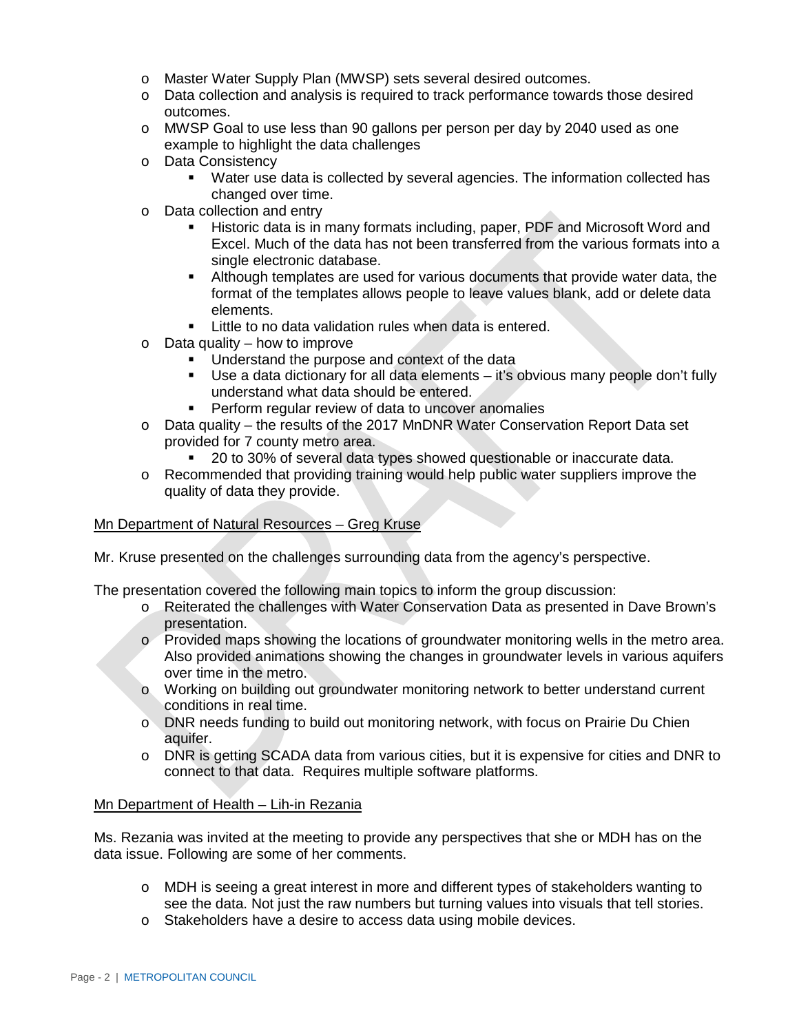- Master Water Supply Plan (MWSP) sets several desired outcomes.
- Data collection and analysis is required to track performance towards those desired outcomes.
- MWSP Goal to use less than 90 gallons per person per day by 2040 used as one example to highlight the data challenges
- Data Consistency
  - Water use data is collected by several agencies. The information collected has changed over time.
- Data collection and entry
  - Historic data is in many formats including, paper, PDF and Microsoft Word and Excel. Much of the data has not been transferred from the various formats into a single electronic database.
  - Although templates are used for various documents that provide water data, the format of the templates allows people to leave values blank, add or delete data elements.
  - Little to no data validation rules when data is entered.
- Data quality – how to improve
  - Understand the purpose and context of the data
  - Use a data dictionary for all data elements – it's obvious many people don't fully understand what data should be entered.
  - Perform regular review of data to uncover anomalies
- Data quality – the results of the 2017 MnDNR Water Conservation Report Data set provided for 7 county metro area.
  - 20 to 30% of several data types showed questionable or inaccurate data.
- Recommended that providing training would help public water suppliers improve the quality of data they provide.

Mn Department of Natural Resources – Greg Kruse

Mr. Kruse presented on the challenges surrounding data from the agency's perspective.

The presentation covered the following main topics to inform the group discussion:

- Reiterated the challenges with Water Conservation Data as presented in Dave Brown's presentation.
- Provided maps showing the locations of groundwater monitoring wells in the metro area. Also provided animations showing the changes in groundwater levels in various aquifers over time in the metro.
- Working on building out groundwater monitoring network to better understand current conditions in real time.
- DNR needs funding to build out monitoring network, with focus on Prairie Du Chien aquifer.
- DNR is getting SCADA data from various cities, but it is expensive for cities and DNR to connect to that data. Requires multiple software platforms.

Mn Department of Health – Lih-in Rezania

Ms. Rezania was invited at the meeting to provide any perspectives that she or MDH has on the data issue. Following are some of her comments.

- MDH is seeing a great interest in more and different types of stakeholders wanting to see the data. Not just the raw numbers but turning values into visuals that tell stories.
- Stakeholders have a desire to access data using mobile devices.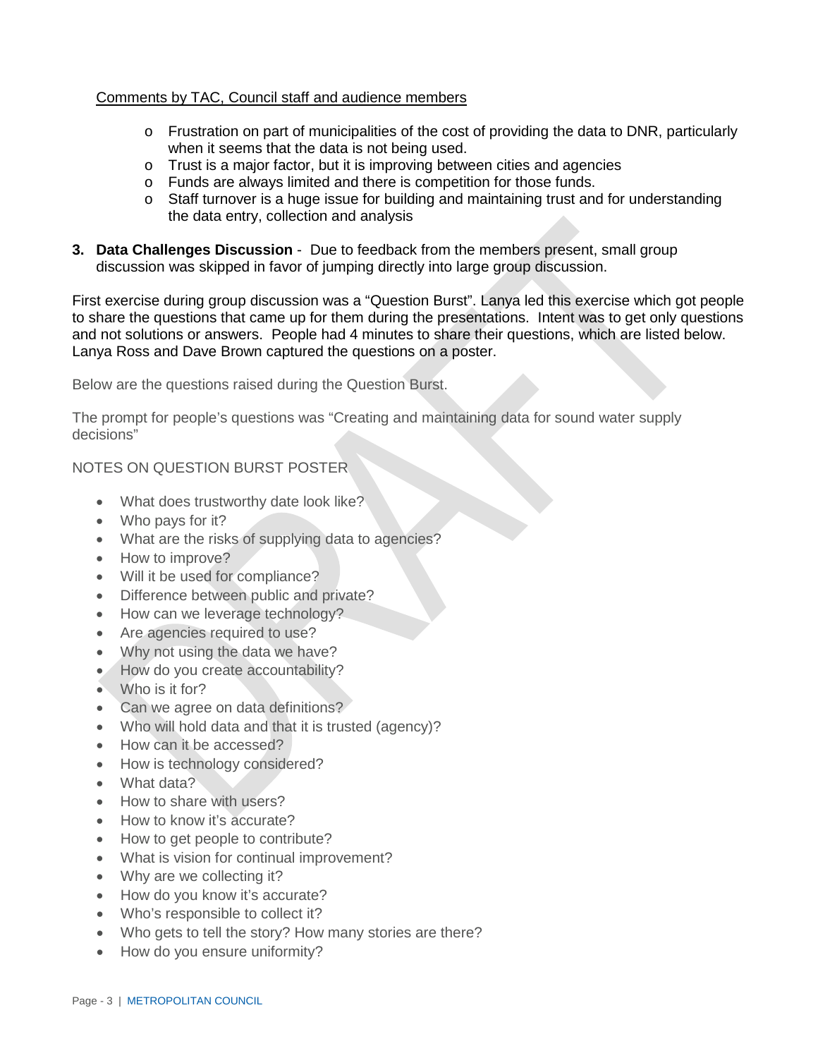Comments by TAC, Council staff and audience members

- Frustration on part of municipalities of the cost of providing the data to DNR, particularly when it seems that the data is not being used.
- Trust is a major factor, but it is improving between cities and agencies
- Funds are always limited and there is competition for those funds.
- Staff turnover is a huge issue for building and maintaining trust and for understanding the data entry, collection and analysis

3. **Data Challenges Discussion** - Due to feedback from the members present, small group discussion was skipped in favor of jumping directly into large group discussion.

First exercise during group discussion was a "Question Burst". Lanya led this exercise which got people to share the questions that came up for them during the presentations. Intent was to get only questions and not solutions or answers. People had 4 minutes to share their questions, which are listed below. Lanya Ross and Dave Brown captured the questions on a poster.

Below are the questions raised during the Question Burst.

The prompt for people's questions was "Creating and maintaining data for sound water supply decisions"

NOTES ON QUESTION BURST POSTER

- What does trustworthy date look like?
- Who pays for it?
- What are the risks of supplying data to agencies?
- How to improve?
- Will it be used for compliance?
- Difference between public and private?
- How can we leverage technology?
- Are agencies required to use?
- Why not using the data we have?
- How do you create accountability?
- Who is it for?
- Can we agree on data definitions?
- Who will hold data and that it is trusted (agency)?
- How can it be accessed?
- How is technology considered?
- What data?
- How to share with users?
- How to know it's accurate?
- How to get people to contribute?
- What is vision for continual improvement?
- Why are we collecting it?
- How do you know it's accurate?
- Who's responsible to collect it?
- Who gets to tell the story? How many stories are there?
- How do you ensure uniformity?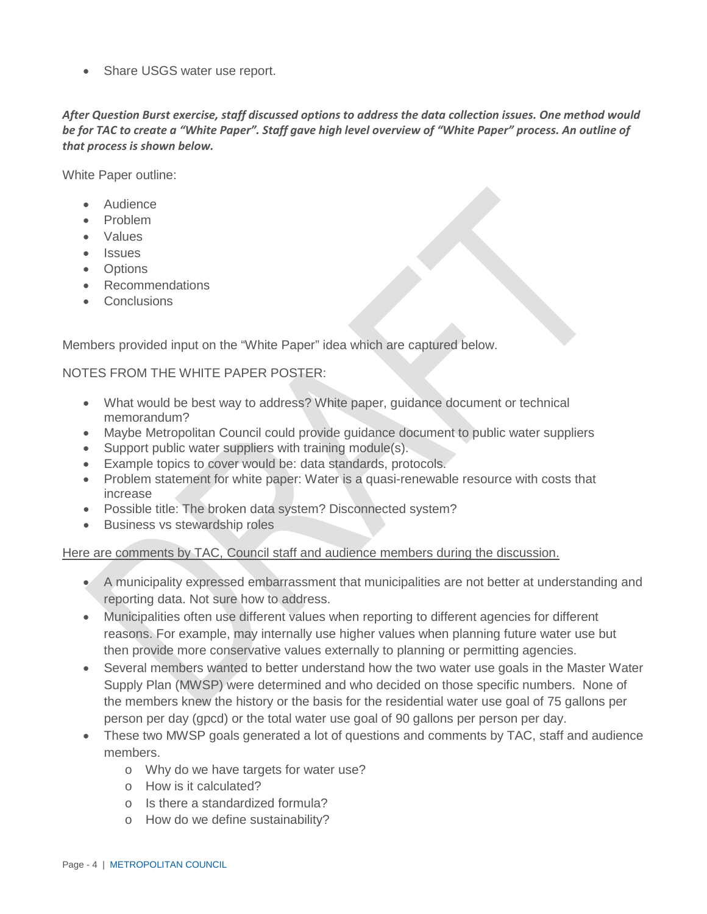- Share USGS water use report.

***After Question Burst exercise, staff discussed options to address the data collection issues. One method would be for TAC to create a "White Paper". Staff gave high level overview of "White Paper" process. An outline of that process is shown below.***

White Paper outline:

- Audience
- Problem
- Values
- Issues
- Options
- Recommendations
- Conclusions

Members provided input on the "White Paper" idea which are captured below.

NOTES FROM THE WHITE PAPER POSTER:

- What would be best way to address? White paper, guidance document or technical memorandum?
- Maybe Metropolitan Council could provide guidance document to public water suppliers
- Support public water suppliers with training module(s).
- Example topics to cover would be: data standards, protocols.
- Problem statement for white paper: Water is a quasi-renewable resource with costs that increase
- Possible title: The broken data system? Disconnected system?
- Business vs stewardship roles

<u>Here are comments by TAC, Council staff and audience members during the discussion.</u>

- A municipality expressed embarrassment that municipalities are not better at understanding and reporting data. Not sure how to address.
- Municipalities often use different values when reporting to different agencies for different reasons. For example, may internally use higher values when planning future water use but then provide more conservative values externally to planning or permitting agencies.
- Several members wanted to better understand how the two water use goals in the Master Water Supply Plan (MWSP) were determined and who decided on those specific numbers. None of the members knew the history or the basis for the residential water use goal of 75 gallons per person per day (gpcd) or the total water use goal of 90 gallons per person per day.
- These two MWSP goals generated a lot of questions and comments by TAC, staff and audience members.
  - Why do we have targets for water use?
  - How is it calculated?
  - Is there a standardized formula?
  - How do we define sustainability?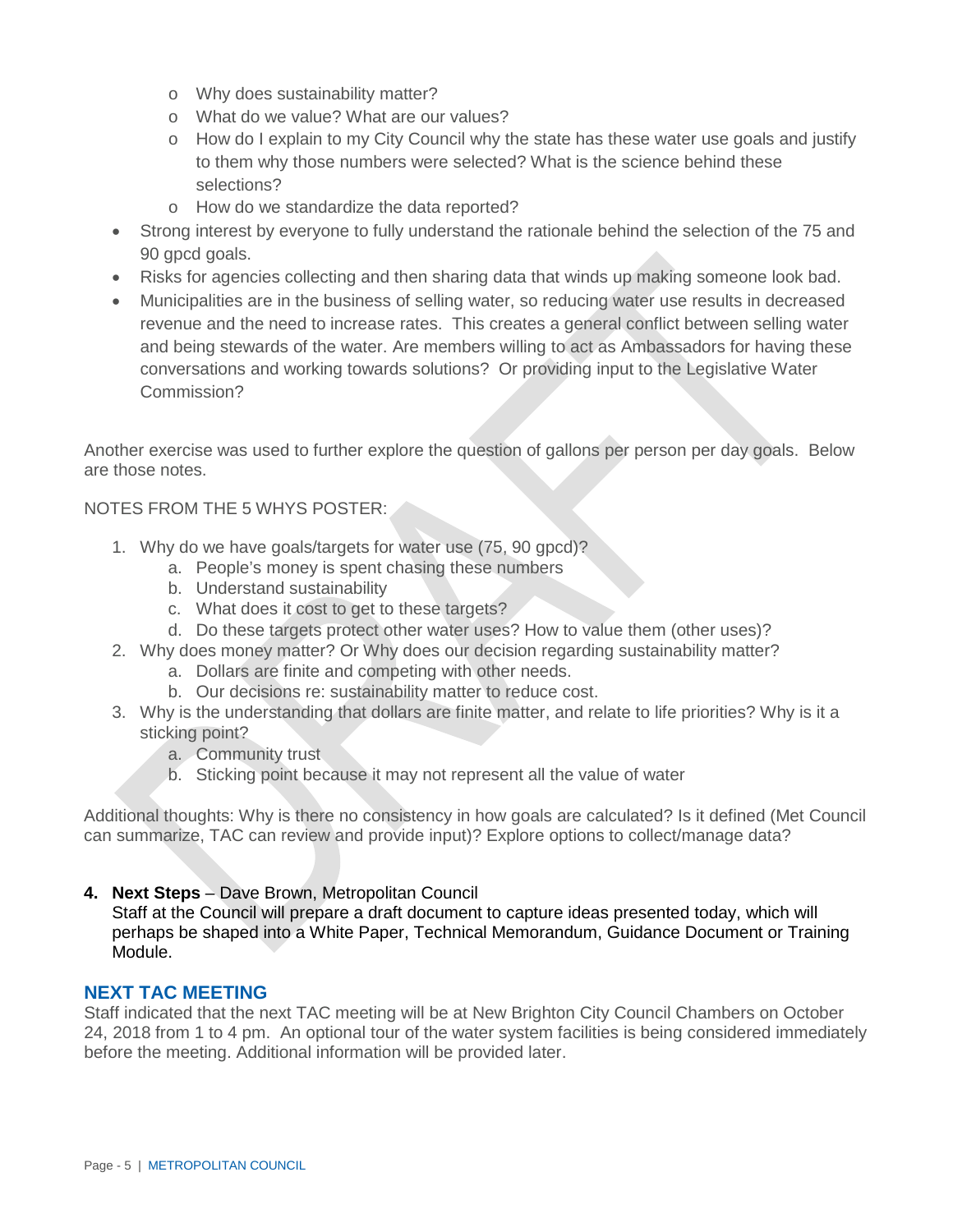- Why does sustainability matter?
  - What do we value? What are our values?
  - How do I explain to my City Council why the state has these water use goals and justify to them why those numbers were selected? What is the science behind these selections?
  - How do we standardize the data reported?
- Strong interest by everyone to fully understand the rationale behind the selection of the 75 and 90 gpcd goals.
- Risks for agencies collecting and then sharing data that winds up making someone look bad.
- Municipalities are in the business of selling water, so reducing water use results in decreased revenue and the need to increase rates. This creates a general conflict between selling water and being stewards of the water. Are members willing to act as Ambassadors for having these conversations and working towards solutions? Or providing input to the Legislative Water Commission?

Another exercise was used to further explore the question of gallons per person per day goals. Below are those notes.

NOTES FROM THE 5 WHYS POSTER:

1. Why do we have goals/targets for water use (75, 90 gpcd)?
   a. People's money is spent chasing these numbers
   b. Understand sustainability
   c. What does it cost to get to these targets?
   d. Do these targets protect other water uses? How to value them (other uses)?
2. Why does money matter? Or Why does our decision regarding sustainability matter?
   a. Dollars are finite and competing with other needs.
   b. Our decisions re: sustainability matter to reduce cost.
3. Why is the understanding that dollars are finite matter, and relate to life priorities? Why is it a sticking point?
   a. Community trust
   b. Sticking point because it may not represent all the value of water

Additional thoughts: Why is there no consistency in how goals are calculated? Is it defined (Met Council can summarize, TAC can review and provide input)? Explore options to collect/manage data?

4. **Next Steps** – Dave Brown, Metropolitan Council
   Staff at the Council will prepare a draft document to capture ideas presented today, which will perhaps be shaped into a White Paper, Technical Memorandum, Guidance Document or Training Module.

## NEXT TAC MEETING

Staff indicated that the next TAC meeting will be at New Brighton City Council Chambers on October 24, 2018 from 1 to 4 pm. An optional tour of the water system facilities is being considered immediately before the meeting. Additional information will be provided later.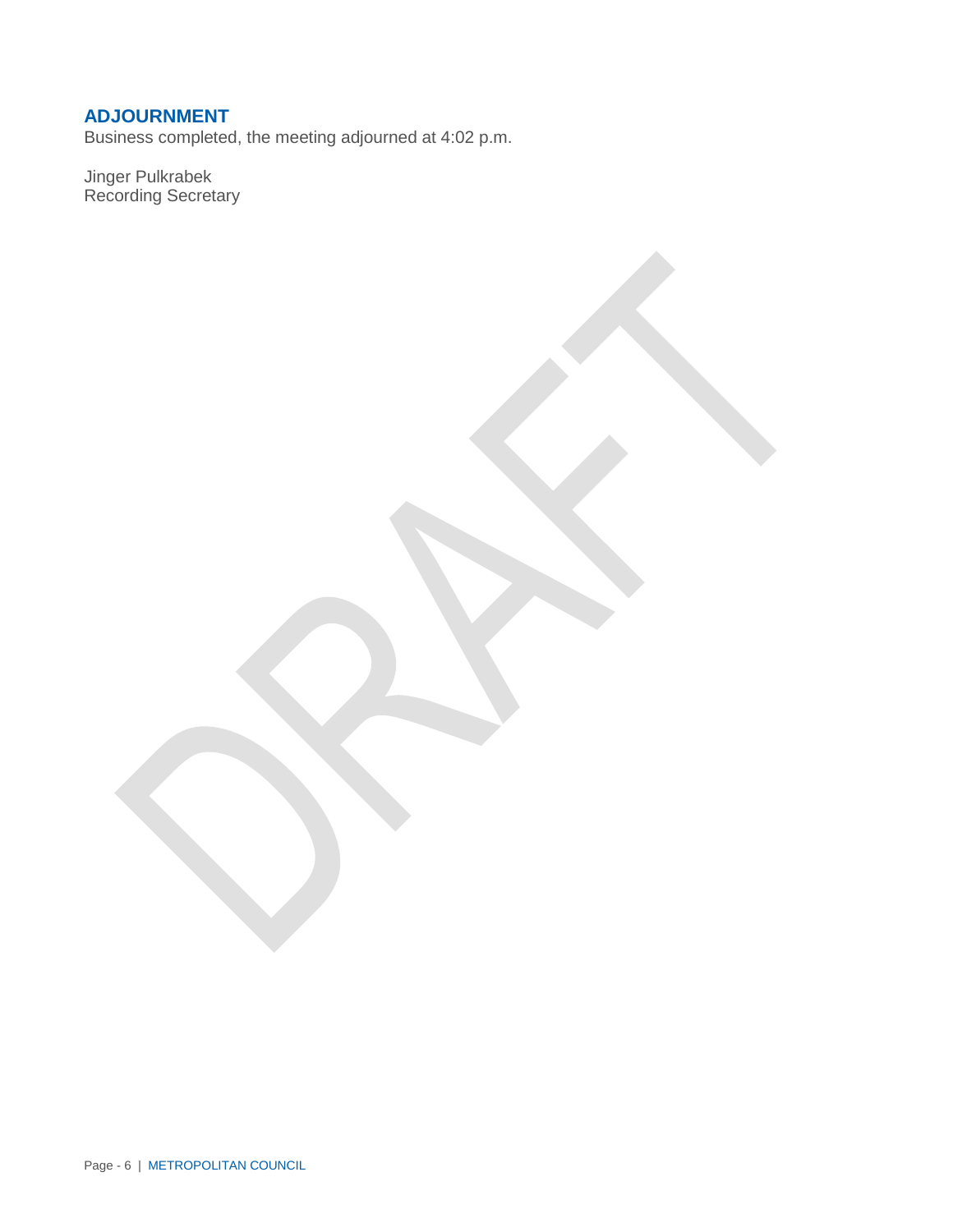## ADJOURNMENT

Business completed, the meeting adjourned at 4:02 p.m.

Jinger Pulkrabek
Recording Secretary